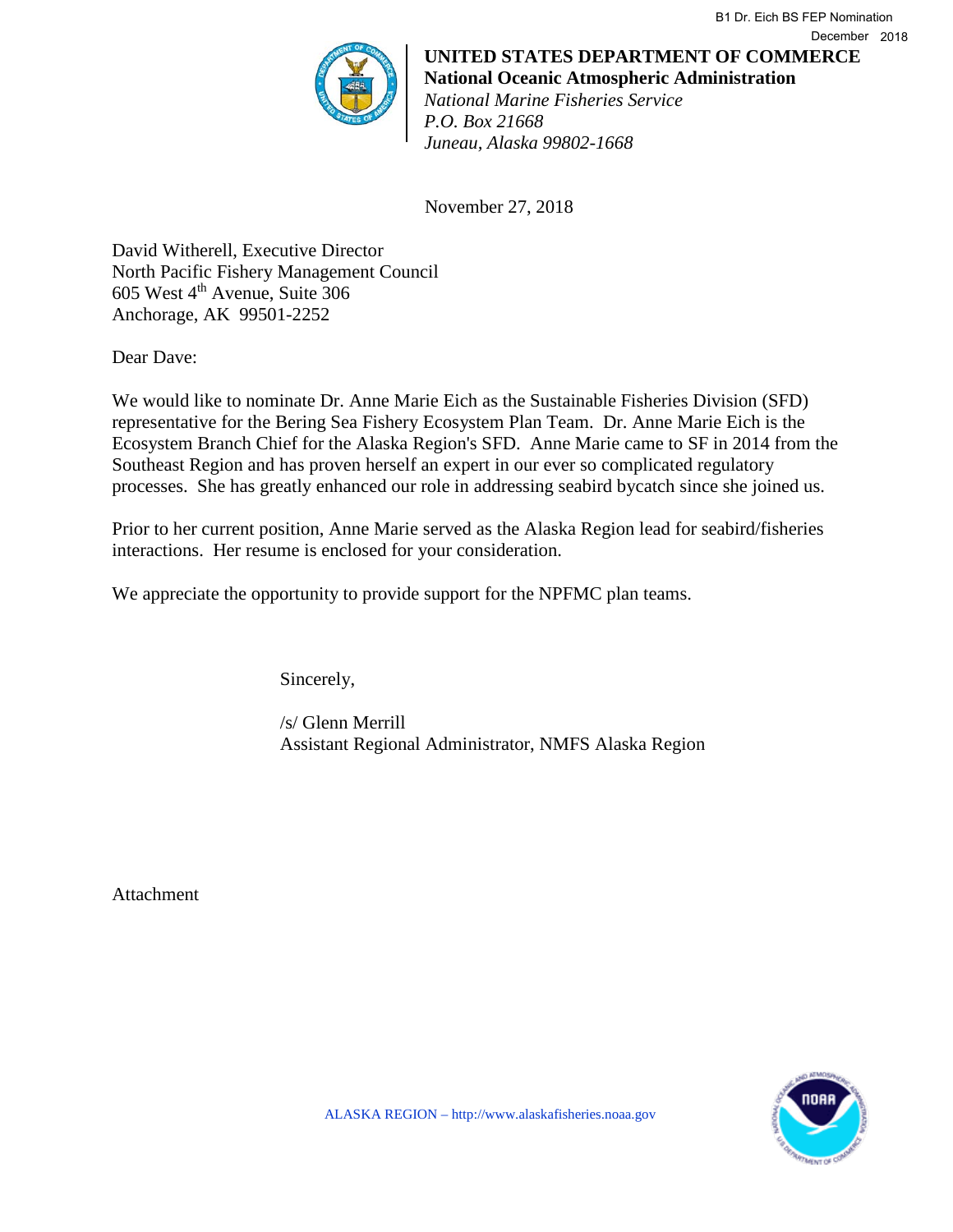B1 Dr. Eich BS FEP Nomination
December 2018

**UNITED STATES DEPARTMENT OF COMMERCE**
**National Oceanic Atmospheric Administration**
*National Marine Fisheries Service*
*P.O. Box 21668*
*Juneau, Alaska 99802-1668*

November 27, 2018

David Witherell, Executive Director
North Pacific Fishery Management Council
605 West 4th Avenue, Suite 306
Anchorage, AK 99501-2252

Dear Dave:

We would like to nominate Dr. Anne Marie Eich as the Sustainable Fisheries Division (SFD) representative for the Bering Sea Fishery Ecosystem Plan Team. Dr. Anne Marie Eich is the Ecosystem Branch Chief for the Alaska Region's SFD. Anne Marie came to SF in 2014 from the Southeast Region and has proven herself an expert in our ever so complicated regulatory processes. She has greatly enhanced our role in addressing seabird bycatch since she joined us.

Prior to her current position, Anne Marie served as the Alaska Region lead for seabird/fisheries interactions. Her resume is enclosed for your consideration.

We appreciate the opportunity to provide support for the NPFMC plan teams.

Sincerely,

/s/ Glenn Merrill
Assistant Regional Administrator, NMFS Alaska Region

Attachment

ALASKA REGION – http://www.alaskafisheries.noaa.gov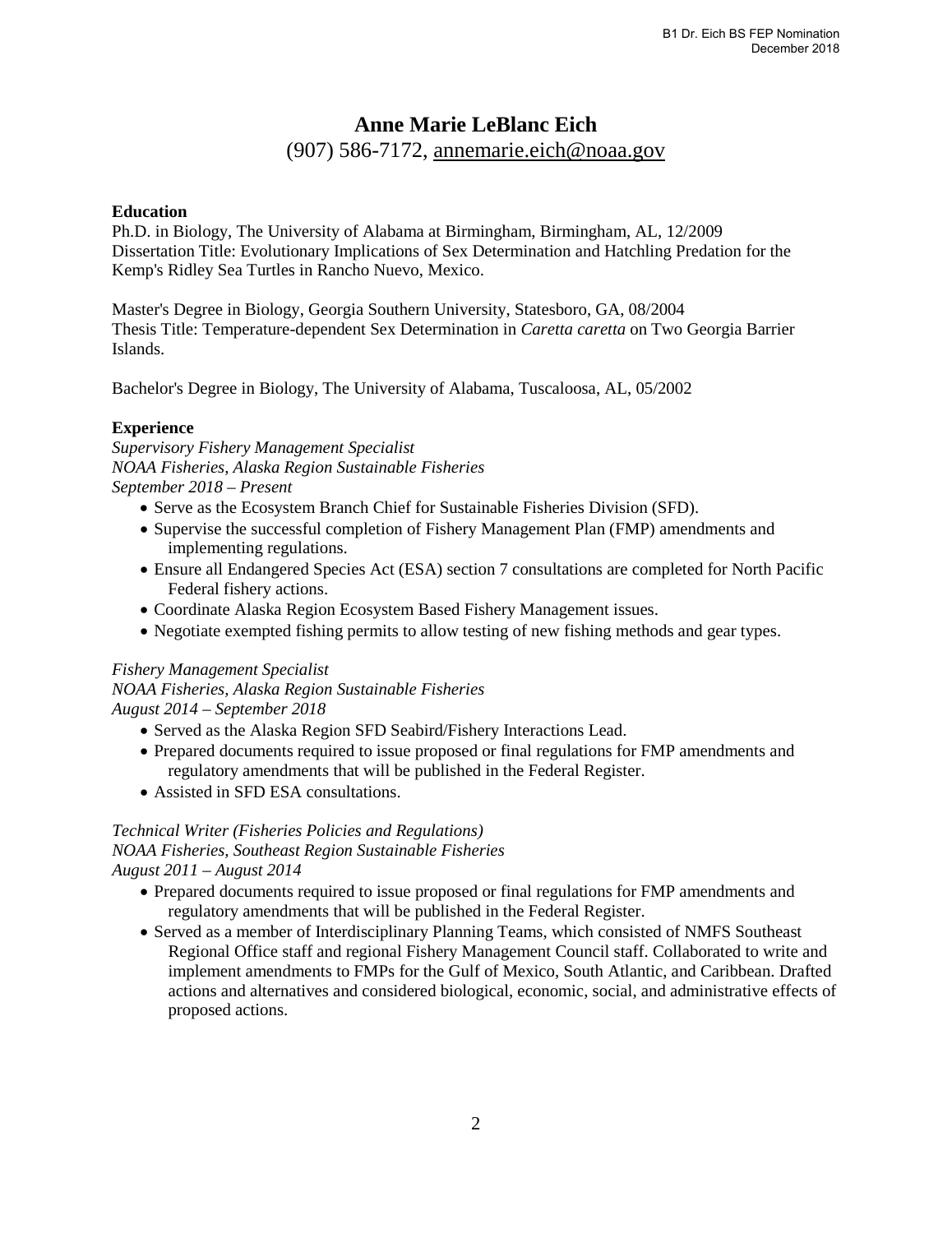# Anne Marie LeBlanc Eich

(907) 586-7172, annemarie.eich@noaa.gov

**Education**

Ph.D. in Biology, The University of Alabama at Birmingham, Birmingham, AL, 12/2009
Dissertation Title: Evolutionary Implications of Sex Determination and Hatchling Predation for the Kemp's Ridley Sea Turtles in Rancho Nuevo, Mexico.

Master's Degree in Biology, Georgia Southern University, Statesboro, GA, 08/2004
Thesis Title: Temperature-dependent Sex Determination in *Caretta caretta* on Two Georgia Barrier Islands.

Bachelor's Degree in Biology, The University of Alabama, Tuscaloosa, AL, 05/2002

**Experience**

*Supervisory Fishery Management Specialist*
*NOAA Fisheries, Alaska Region Sustainable Fisheries*
*September 2018 – Present*

- Serve as the Ecosystem Branch Chief for Sustainable Fisheries Division (SFD).
- Supervise the successful completion of Fishery Management Plan (FMP) amendments and implementing regulations.
- Ensure all Endangered Species Act (ESA) section 7 consultations are completed for North Pacific Federal fishery actions.
- Coordinate Alaska Region Ecosystem Based Fishery Management issues.
- Negotiate exempted fishing permits to allow testing of new fishing methods and gear types.

*Fishery Management Specialist*
*NOAA Fisheries, Alaska Region Sustainable Fisheries*
*August 2014 – September 2018*

- Served as the Alaska Region SFD Seabird/Fishery Interactions Lead.
- Prepared documents required to issue proposed or final regulations for FMP amendments and regulatory amendments that will be published in the Federal Register.
- Assisted in SFD ESA consultations.

*Technical Writer (Fisheries Policies and Regulations)*
*NOAA Fisheries, Southeast Region Sustainable Fisheries*
*August 2011 – August 2014*

- Prepared documents required to issue proposed or final regulations for FMP amendments and regulatory amendments that will be published in the Federal Register.
- Served as a member of Interdisciplinary Planning Teams, which consisted of NMFS Southeast Regional Office staff and regional Fishery Management Council staff. Collaborated to write and implement amendments to FMPs for the Gulf of Mexico, South Atlantic, and Caribbean. Drafted actions and alternatives and considered biological, economic, social, and administrative effects of proposed actions.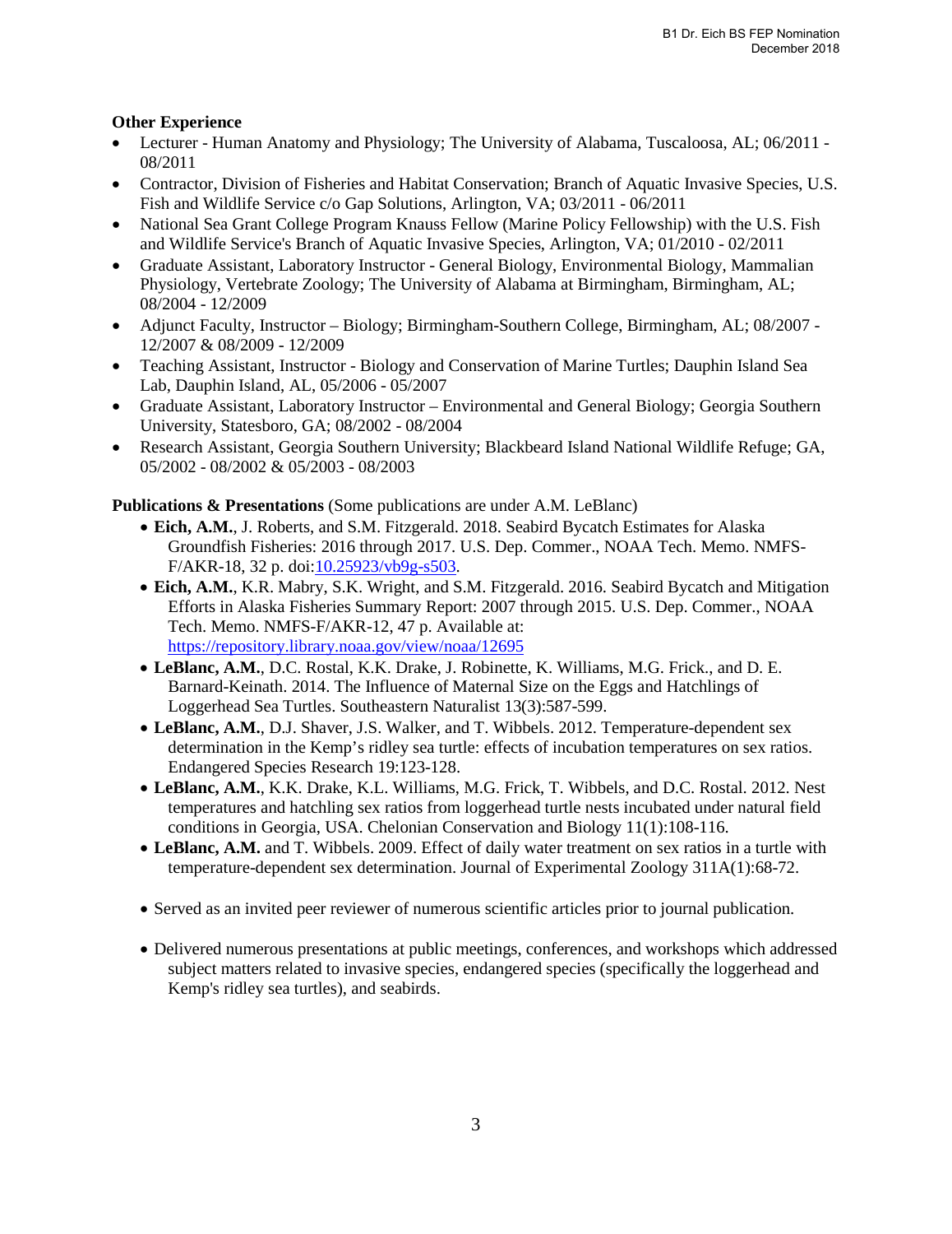**Other Experience**

- Lecturer - Human Anatomy and Physiology; The University of Alabama, Tuscaloosa, AL; 06/2011 - 08/2011
- Contractor, Division of Fisheries and Habitat Conservation; Branch of Aquatic Invasive Species, U.S. Fish and Wildlife Service c/o Gap Solutions, Arlington, VA; 03/2011 - 06/2011
- National Sea Grant College Program Knauss Fellow (Marine Policy Fellowship) with the U.S. Fish and Wildlife Service's Branch of Aquatic Invasive Species, Arlington, VA; 01/2010 - 02/2011
- Graduate Assistant, Laboratory Instructor - General Biology, Environmental Biology, Mammalian Physiology, Vertebrate Zoology; The University of Alabama at Birmingham, Birmingham, AL; 08/2004 - 12/2009
- Adjunct Faculty, Instructor – Biology; Birmingham-Southern College, Birmingham, AL; 08/2007 - 12/2007 & 08/2009 - 12/2009
- Teaching Assistant, Instructor - Biology and Conservation of Marine Turtles; Dauphin Island Sea Lab, Dauphin Island, AL, 05/2006 - 05/2007
- Graduate Assistant, Laboratory Instructor – Environmental and General Biology; Georgia Southern University, Statesboro, GA; 08/2002 - 08/2004
- Research Assistant, Georgia Southern University; Blackbeard Island National Wildlife Refuge; GA, 05/2002 - 08/2002 & 05/2003 - 08/2003

**Publications & Presentations** (Some publications are under A.M. LeBlanc)

- **Eich, A.M.**, J. Roberts, and S.M. Fitzgerald. 2018. Seabird Bycatch Estimates for Alaska Groundfish Fisheries: 2016 through 2017. U.S. Dep. Commer., NOAA Tech. Memo. NMFS-F/AKR-18, 32 p. doi:10.25923/vb9g-s503.
- **Eich, A.M.**, K.R. Mabry, S.K. Wright, and S.M. Fitzgerald. 2016. Seabird Bycatch and Mitigation Efforts in Alaska Fisheries Summary Report: 2007 through 2015. U.S. Dep. Commer., NOAA Tech. Memo. NMFS-F/AKR-12, 47 p. Available at: https://repository.library.noaa.gov/view/noaa/12695
- **LeBlanc, A.M.**, D.C. Rostal, K.K. Drake, J. Robinette, K. Williams, M.G. Frick., and D. E. Barnard-Keinath. 2014. The Influence of Maternal Size on the Eggs and Hatchlings of Loggerhead Sea Turtles. Southeastern Naturalist 13(3):587-599.
- **LeBlanc, A.M.**, D.J. Shaver, J.S. Walker, and T. Wibbels. 2012. Temperature-dependent sex determination in the Kemp's ridley sea turtle: effects of incubation temperatures on sex ratios. Endangered Species Research 19:123-128.
- **LeBlanc, A.M.**, K.K. Drake, K.L. Williams, M.G. Frick, T. Wibbels, and D.C. Rostal. 2012. Nest temperatures and hatchling sex ratios from loggerhead turtle nests incubated under natural field conditions in Georgia, USA. Chelonian Conservation and Biology 11(1):108-116.
- **LeBlanc, A.M.** and T. Wibbels. 2009. Effect of daily water treatment on sex ratios in a turtle with temperature-dependent sex determination. Journal of Experimental Zoology 311A(1):68-72.

- Served as an invited peer reviewer of numerous scientific articles prior to journal publication.

- Delivered numerous presentations at public meetings, conferences, and workshops which addressed subject matters related to invasive species, endangered species (specifically the loggerhead and Kemp's ridley sea turtles), and seabirds.